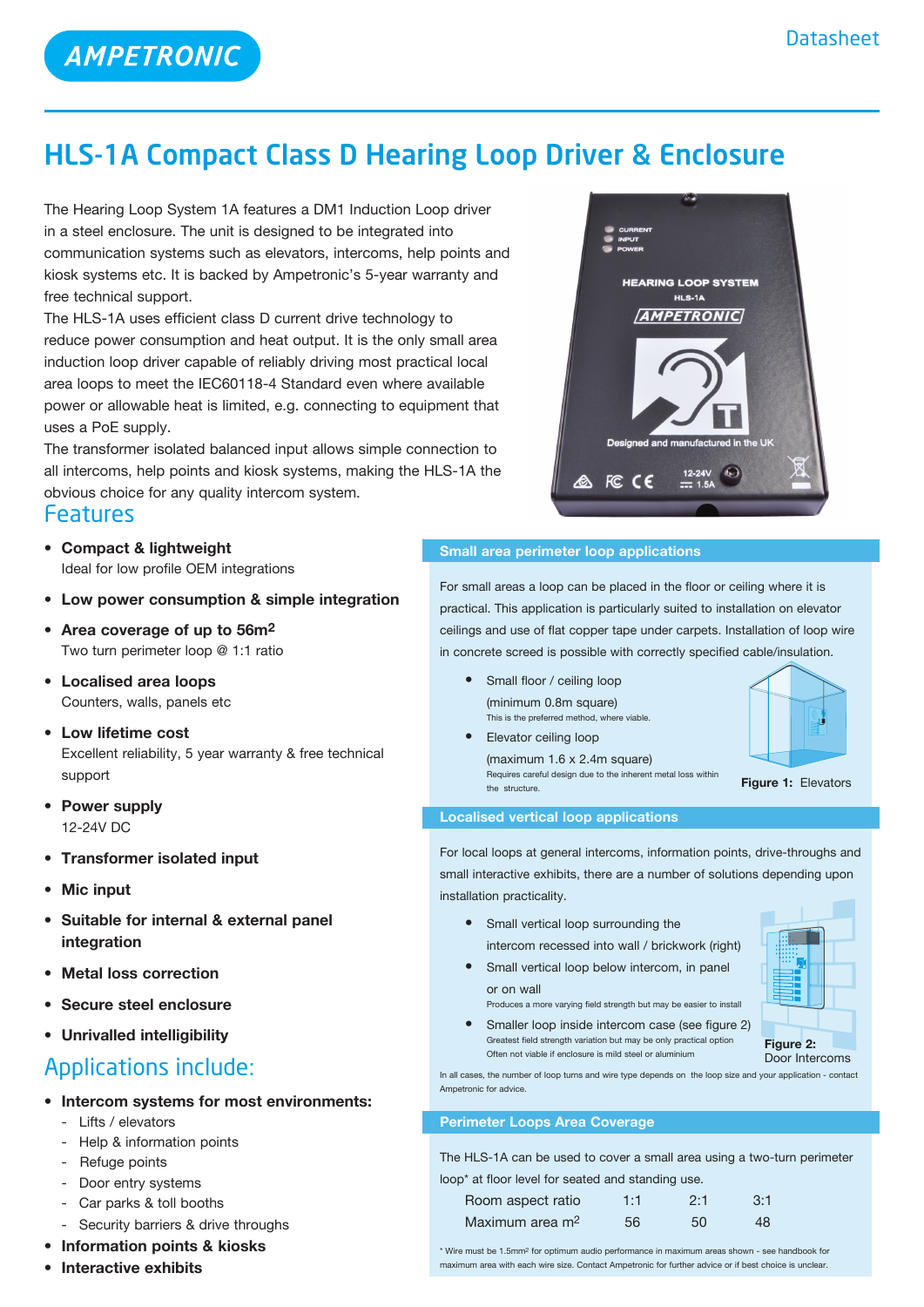AMPETRONIC

Datasheet

# HLS-1A Compact Class D Hearing Loop Driver & Enclosure

The Hearing Loop System 1A features a DM1 Induction Loop driver in a steel enclosure. The unit is designed to be integrated into communication systems such as elevators, intercoms, help points and kiosk systems etc. It is backed by Ampetronic's 5-year warranty and free technical support.

The HLS-1A uses efficient class D current drive technology to reduce power consumption and heat output. It is the only small area induction loop driver capable of reliably driving most practical local area loops to meet the IEC60118-4 Standard even where available power or allowable heat is limited, e.g. connecting to equipment that uses a PoE supply.

The transformer isolated balanced input allows simple connection to all intercoms, help points and kiosk systems, making the HLS-1A the obvious choice for any quality intercom system.

## Features

- **Compact & lightweight**
  Ideal for low profile OEM integrations
- **Low power consumption & simple integration**
- **Area coverage of up to 56m²**
  Two turn perimeter loop @ 1:1 ratio
- **Localised area loops**
  Counters, walls, panels etc
- **Low lifetime cost**
  Excellent reliability, 5 year warranty & free technical support
- **Power supply**
  12-24V DC
- **Transformer isolated input**
- **Mic input**
- **Suitable for internal & external panel integration**
- **Metal loss correction**
- **Secure steel enclosure**
- **Unrivalled intelligibility**

## Applications include:

- **Intercom systems for most environments:**
  - Lifts / elevators
  - Help & information points
  - Refuge points
  - Door entry systems
  - Car parks & toll booths
  - Security barriers & drive throughs
- **Information points & kiosks**
- **Interactive exhibits**

### Small area perimeter loop applications

For small areas a loop can be placed in the floor or ceiling where it is practical. This application is particularly suited to installation on elevator ceilings and use of flat copper tape under carpets. Installation of loop wire in concrete screed is possible with correctly specified cable/insulation.

- Small floor / ceiling loop
  (minimum 0.8m square)
  This is the preferred method, where viable.
- Elevator ceiling loop
  (maximum 1.6 x 2.4m square)
  Requires careful design due to the inherent metal loss within the structure.

**Figure 1:** Elevators

### Localised vertical loop applications

For local loops at general intercoms, information points, drive-throughs and small interactive exhibits, there are a number of solutions depending upon installation practicality.

- Small vertical loop surrounding the intercom recessed into wall / brickwork (right)
- Small vertical loop below intercom, in panel or on wall
  Produces a more varying field strength but may be easier to install
- Smaller loop inside intercom case (see figure 2)
  Greatest field strength variation but may be only practical option
  Often not viable if enclosure is mild steel or aluminium

**Figure 2:** Door Intercoms

In all cases, the number of loop turns and wire type depends on the loop size and your application - contact Ampetronic for advice.

### Perimeter Loops Area Coverage

The HLS-1A can be used to cover a small area using a two-turn perimeter loop* at floor level for seated and standing use.

| Room aspect ratio | 1:1 | 2:1 | 3:1 |
|---|---|---|---|
| Maximum area m² | 56 | 50 | 48 |

* Wire must be 1.5mm² for optimum audio performance in maximum areas shown - see handbook for maximum area with each wire size. Contact Ampetronic for further advice or if best choice is unclear.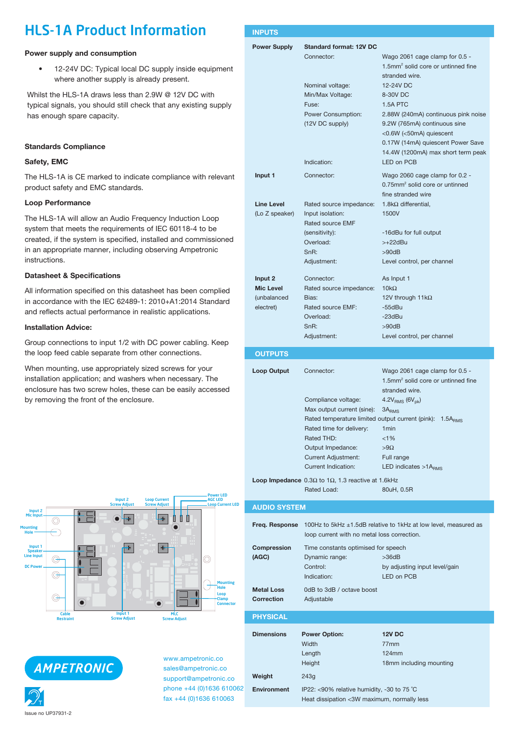# HLS-1A Product Information

### Power supply and consumption

- 12-24V DC: Typical local DC supply inside equipment where another supply is already present.

Whilst the HLS-1A draws less than 2.9W @ 12V DC with typical signals, you should still check that any existing supply has enough spare capacity.

### Standards Compliance

### Safety, EMC

The HLS-1A is CE marked to indicate compliance with relevant product safety and EMC standards.

### Loop Performance

The HLS-1A will allow an Audio Frequency Induction Loop system that meets the requirements of IEC 60118-4 to be created, if the system is specified, installed and commissioned in an appropriate manner, including observing Ampetronic instructions.

### Datasheet & Specifications

All information specified on this datasheet has been complied in accordance with the IEC 62489-1: 2010+A1:2014 Standard and reflects actual performance in realistic applications.

### Installation Advice:

Group connections to input 1/2 with DC power cabling. Keep the loop feed cable separate from other connections.

When mounting, use appropriately sized screws for your installation application; and washers when necessary. The enclosure has two screw holes, these can be easily accessed by removing the front of the enclosure.

Input 2 Mic Input
Mounting Hole
Input 1 Speaker Line Input
DC Power
Cable Restraint
Input 2 Screw Adjust
Loop Current Screw Adjust
Power LED
AGC LED
Loop Current LED
Input 1 Screw Adjust
MLC Screw Adjust
Mounting Hole
Loop Clamp Connector

## INPUTS

| | | | |
|---|---|---|---|
| **Power Supply** | **Standard format: 12V DC** | | |
| | Connector: | Wago 2061 cage clamp for 0.5 - 1.5mm² solid core or untinned fine stranded wire. | |
| | Nominal voltage: | 12-24V DC | |
| | Min/Max Voltage: | 8-30V DC | |
| | Fuse: | 1.5A PTC | |
| | Power Consumption: (12V DC supply) | 2.88W (240mA) continuous pink noise<br>9.2W (765mA) continuous sine<br><0.6W (<50mA) quiescent<br>0.17W (14mA) quiescent Power Save<br>14.4W (1200mA) max short term peak | |
| | Indication: | LED on PCB | |
| **Input 1** | Connector: | Wago 2060 cage clamp for 0.2 - 0.75mm² solid core or untinned fine stranded wire | |
| **Line Level** (Lo Z speaker) | Rated source impedance: | 1.8kΩ differential, | |
| | Input isolation: | 1500V | |
| | Rated source EMF (sensitivity): | -16dBu for full output | |
| | Overload: | >+22dBu | |
| | SnR: | >90dB | |
| | Adjustment: | Level control, per channel | |
| **Input 2** | Connector: | As Input 1 | |
| **Mic Level** (unbalanced electret) | Rated source impedance: | 10kΩ | |
| | Bias: | 12V through 11kΩ | |
| | Rated source EMF: | -55dBu | |
| | Overload: | -23dBu | |
| | SnR: | >90dB | |
| | Adjustment: | Level control, per channel | |

## OUTPUTS

| | | |
|---|---|---|
| **Loop Output** | Connector: | Wago 2061 cage clamp for 0.5 - 1.5mm² solid core or untinned fine stranded wire. |
| | Compliance voltage: | $4.2V_{RMS}$ ($6V_{pk}$) |
| | Max output current (sine): | $3A_{RMS}$ |
| | Rated temperature limited output current (pink): | $1.5A_{RMS}$ |
| | Rated time for delivery: | 1min |
| | Rated THD: | <1% |
| | Output Impedance: | >9Ω |
| | Current Adjustment: | Full range |
| | Current Indication: | LED indicates $>1A_{RMS}$ |
| **Loop Impedance** | 0.3Ω to 1Ω, 1.3 reactive at 1.6kHz | |
| | Rated Load: | 80uH, 0.5R |

## AUDIO SYSTEM

| | | |
|---|---|---|
| **Freq. Response** | 100Hz to 5kHz ±1.5dB relative to 1kHz at low level, measured as loop current with no metal loss correction. | |
| **Compression (AGC)** | Time constants optimised for speech | |
| | Dynamic range: | >36dB |
| | Control: | by adjusting input level/gain |
| | Indication: | LED on PCB |
| **Metal Loss Correction** | 0dB to 3dB / octave boost Adjustable | |

## PHYSICAL

| | | |
|---|---|---|
| **Dimensions** | **Power Option:** | **12V DC** |
| | Width | 77mm |
| | Length | 124mm |
| | Height | 18mm including mounting |
| **Weight** | 243g | |
| **Environment** | IP22: <90% relative humidity, -30 to 75 ˚C<br>Heat dissipation <3W maximum, normally less | |

AMPETRONIC

www.ampetronic.co
sales@ampetronic.co
support@ampetronic.co
phone +44 (0)1636 610062
fax +44 (0)1636 610063

Issue no UP37931-2